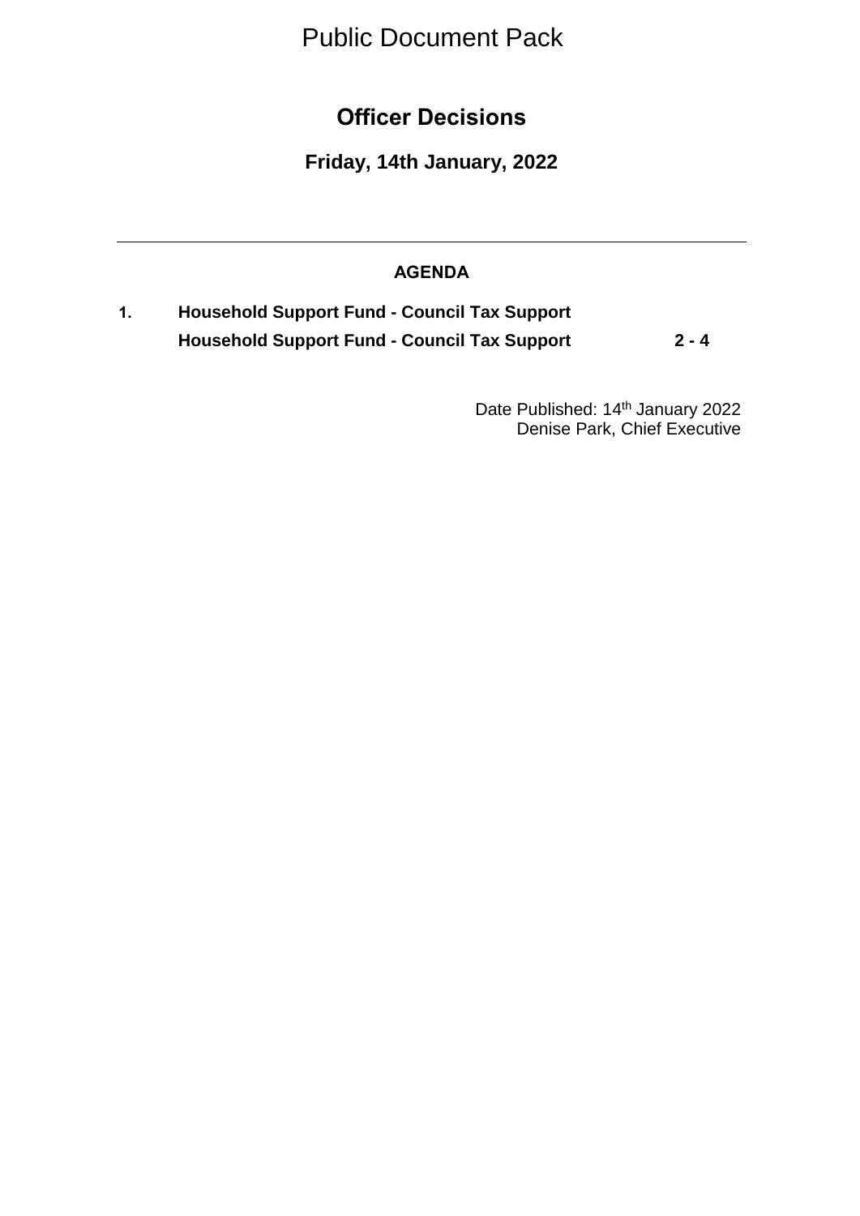Public Document Pack

# Officer Decisions

## Friday, 14th January, 2022

---

### AGENDA

**1.** **Household Support Fund - Council Tax Support**

**Household Support Fund - Council Tax Support** **2 - 4**

Date Published: 14th January 2022
Denise Park, Chief Executive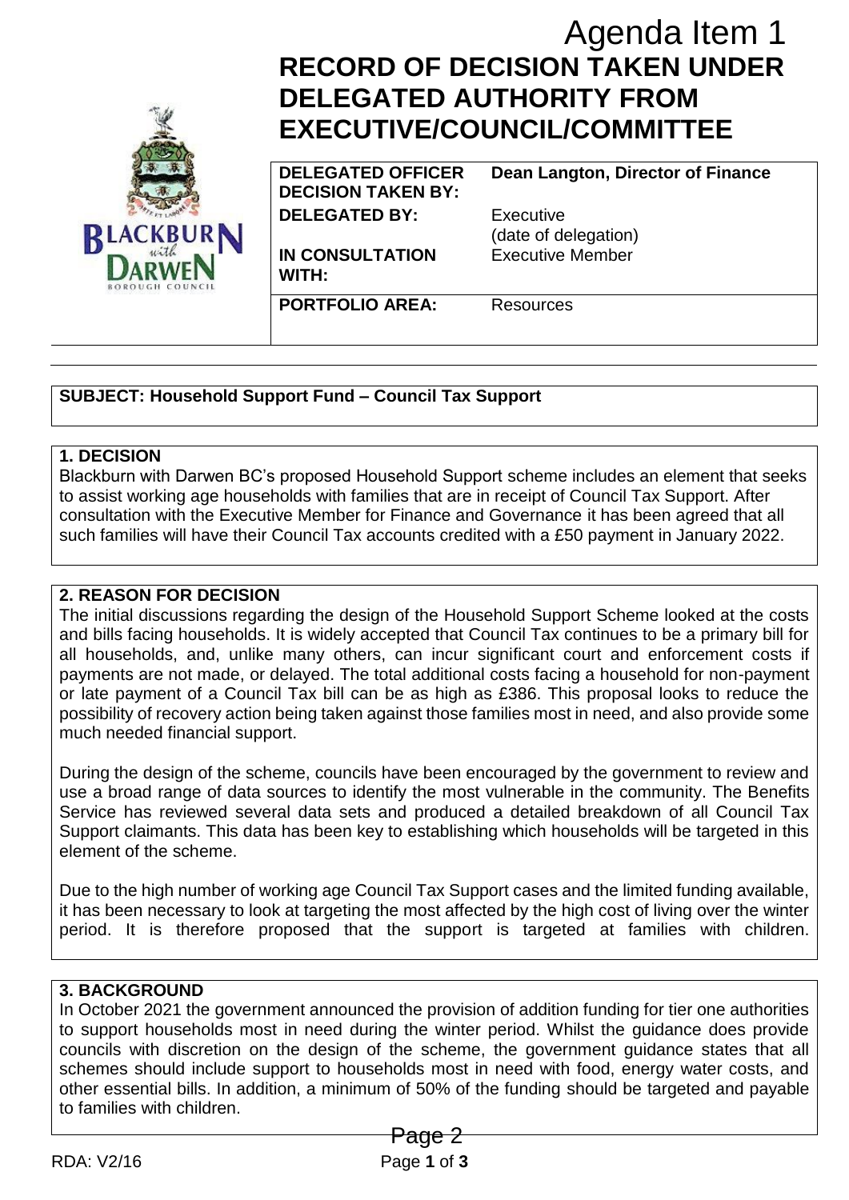Agenda Item 1

# RECORD OF DECISION TAKEN UNDER DELEGATED AUTHORITY FROM EXECUTIVE/COUNCIL/COMMITTEE

| | |
|---|---|
| **DELEGATED OFFICER DECISION TAKEN BY:** | **Dean Langton, Director of Finance** |
| **DELEGATED BY:** | Executive (date of delegation) |
| **IN CONSULTATION WITH:** | Executive Member |
| **PORTFOLIO AREA:** | Resources |

**SUBJECT: Household Support Fund – Council Tax Support**

## 1. DECISION

Blackburn with Darwen BC's proposed Household Support scheme includes an element that seeks to assist working age households with families that are in receipt of Council Tax Support. After consultation with the Executive Member for Finance and Governance it has been agreed that all such families will have their Council Tax accounts credited with a £50 payment in January 2022.

## 2. REASON FOR DECISION

The initial discussions regarding the design of the Household Support Scheme looked at the costs and bills facing households. It is widely accepted that Council Tax continues to be a primary bill for all households, and, unlike many others, can incur significant court and enforcement costs if payments are not made, or delayed. The total additional costs facing a household for non-payment or late payment of a Council Tax bill can be as high as £386. This proposal looks to reduce the possibility of recovery action being taken against those families most in need, and also provide some much needed financial support.

During the design of the scheme, councils have been encouraged by the government to review and use a broad range of data sources to identify the most vulnerable in the community. The Benefits Service has reviewed several data sets and produced a detailed breakdown of all Council Tax Support claimants. This data has been key to establishing which households will be targeted in this element of the scheme.

Due to the high number of working age Council Tax Support cases and the limited funding available, it has been necessary to look at targeting the most affected by the high cost of living over the winter period. It is therefore proposed that the support is targeted at families with children.

## 3. BACKGROUND

In October 2021 the government announced the provision of addition funding for tier one authorities to support households most in need during the winter period. Whilst the guidance does provide councils with discretion on the design of the scheme, the government guidance states that all schemes should include support to households most in need with food, energy water costs, and other essential bills. In addition, a minimum of 50% of the funding should be targeted and payable to families with children.

RDA: V2/16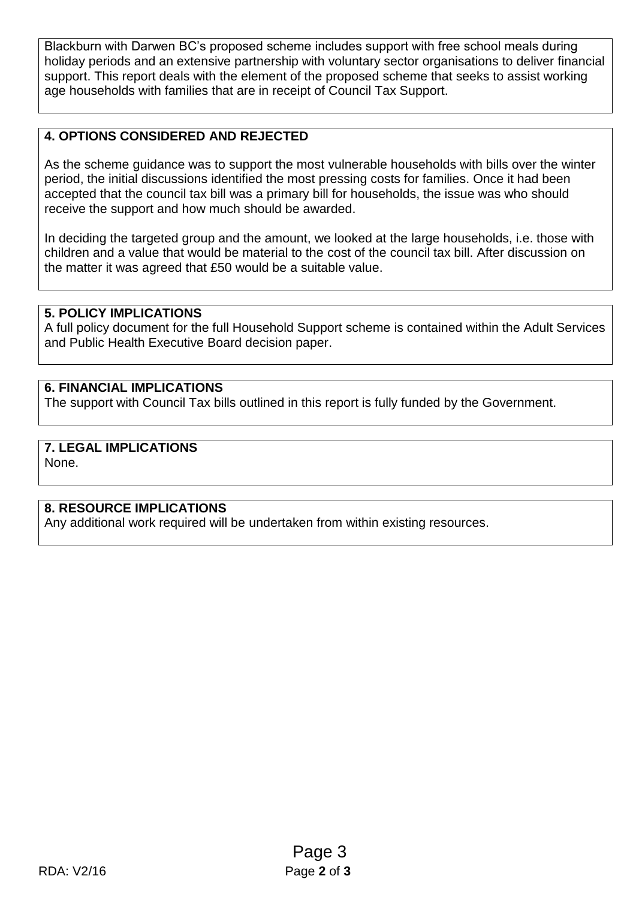Blackburn with Darwen BC's proposed scheme includes support with free school meals during holiday periods and an extensive partnership with voluntary sector organisations to deliver financial support. This report deals with the element of the proposed scheme that seeks to assist working age households with families that are in receipt of Council Tax Support.

## 4. OPTIONS CONSIDERED AND REJECTED

As the scheme guidance was to support the most vulnerable households with bills over the winter period, the initial discussions identified the most pressing costs for families. Once it had been accepted that the council tax bill was a primary bill for households, the issue was who should receive the support and how much should be awarded.

In deciding the targeted group and the amount, we looked at the large households, i.e. those with children and a value that would be material to the cost of the council tax bill. After discussion on the matter it was agreed that £50 would be a suitable value.

## 5. POLICY IMPLICATIONS

A full policy document for the full Household Support scheme is contained within the Adult Services and Public Health Executive Board decision paper.

## 6. FINANCIAL IMPLICATIONS

The support with Council Tax bills outlined in this report is fully funded by the Government.

## 7. LEGAL IMPLICATIONS

None.

## 8. RESOURCE IMPLICATIONS

Any additional work required will be undertaken from within existing resources.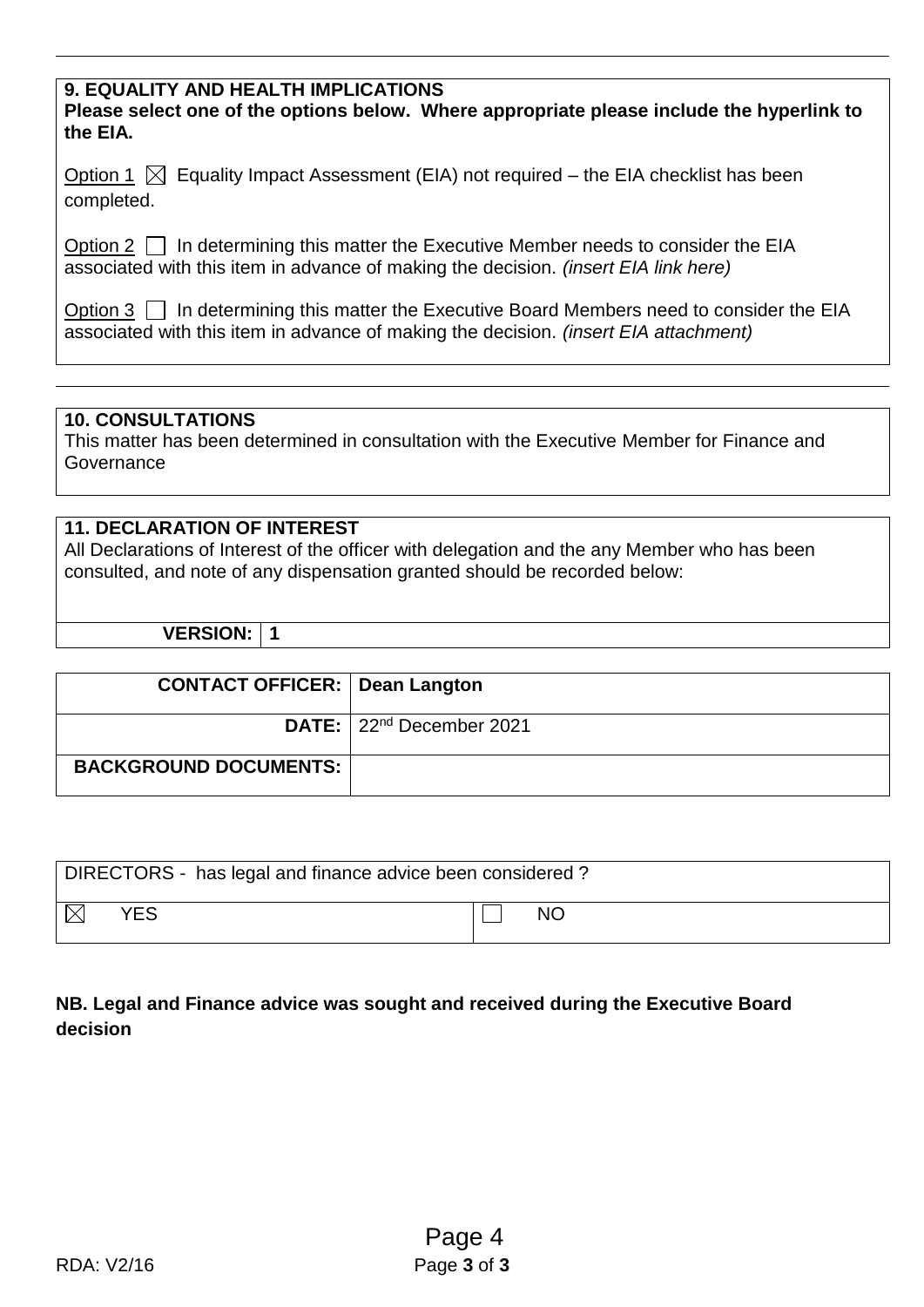**9. EQUALITY AND HEALTH IMPLICATIONS**
**Please select one of the options below. Where appropriate please include the hyperlink to the EIA.**

Option 1 ☒ Equality Impact Assessment (EIA) not required – the EIA checklist has been completed.

Option 2 ☐ In determining this matter the Executive Member needs to consider the EIA associated with this item in advance of making the decision. *(insert EIA link here)*

Option 3 ☐ In determining this matter the Executive Board Members need to consider the EIA associated with this item in advance of making the decision. *(insert EIA attachment)*

**10. CONSULTATIONS**
This matter has been determined in consultation with the Executive Member for Finance and Governance

**11. DECLARATION OF INTEREST**
All Declarations of Interest of the officer with delegation and the any Member who has been consulted, and note of any dispensation granted should be recorded below:

| | |
|---|---|
| **VERSION:** | **1** |

| | |
|---|---|
| **CONTACT OFFICER:** | **Dean Langton** |
| **DATE:** | 22nd December 2021 |
| **BACKGROUND DOCUMENTS:** | |

| | |
|---|---|
| DIRECTORS - has legal and finance advice been considered ? | |
| ☒ YES | ☐ NO |

**NB. Legal and Finance advice was sought and received during the Executive Board decision**

RDA: V2/16